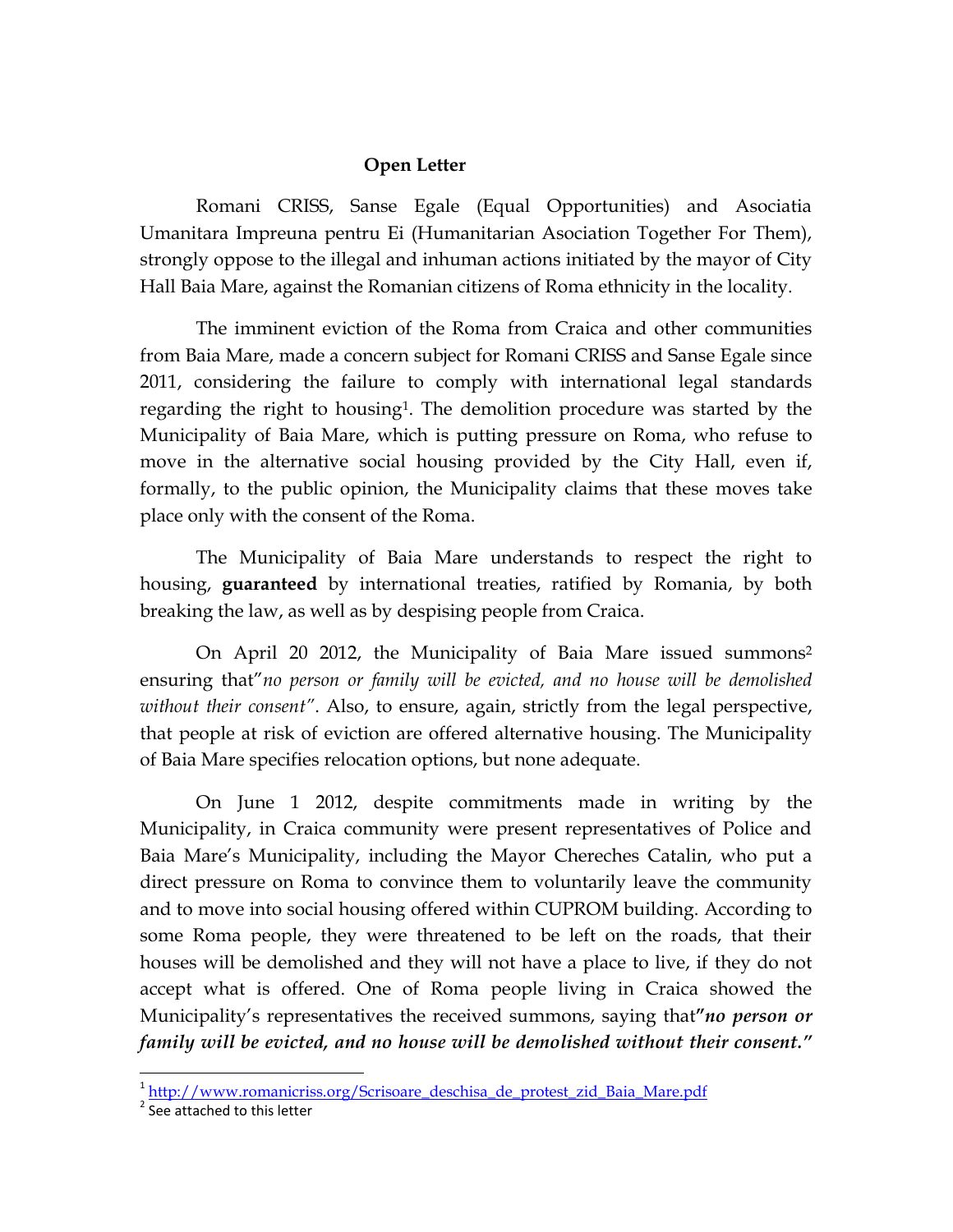# Open Letter

Romani CRISS, Sanse Egale (Equal Opportunities) and Asociatia Umanitara Impreuna pentru Ei (Humanitarian Asociation Together For Them), strongly oppose to the illegal and inhuman actions initiated by the mayor of City Hall Baia Mare, against the Romanian citizens of Roma ethnicity in the locality.

The imminent eviction of the Roma from Craica and other communities from Baia Mare, made a concern subject for Romani CRISS and Sanse Egale since 2011, considering the failure to comply with international legal standards regarding the right to housing[1]. The demolition procedure was started by the Municipality of Baia Mare, which is putting pressure on Roma, who refuse to move in the alternative social housing provided by the City Hall, even if, formally, to the public opinion, the Municipality claims that these moves take place only with the consent of the Roma.

The Municipality of Baia Mare understands to respect the right to housing, **guaranteed** by international treaties, ratified by Romania, by both breaking the law, as well as by despising people from Craica.

On April 20 2012, the Municipality of Baia Mare issued summons[2] ensuring that"*no person or family will be evicted, and no house will be demolished without their consent"*. Also, to ensure, again, strictly from the legal perspective, that people at risk of eviction are offered alternative housing. The Municipality of Baia Mare specifies relocation options, but none adequate.

On June 1 2012, despite commitments made in writing by the Municipality, in Craica community were present representatives of Police and Baia Mare's Municipality, including the Mayor Chereches Catalin, who put a direct pressure on Roma to convince them to voluntarily leave the community and to move into social housing offered within CUPROM building. According to some Roma people, they were threatened to be left on the roads, that their houses will be demolished and they will not have a place to live, if they do not accept what is offered. One of Roma people living in Craica showed the Municipality's representatives the received summons, saying that***"no person or family will be evicted, and no house will be demolished without their consent."***

[1] http://www.romanicriss.org/Scrisoare_deschisa_de_protest_zid_Baia_Mare.pdf

[2] See attached to this letter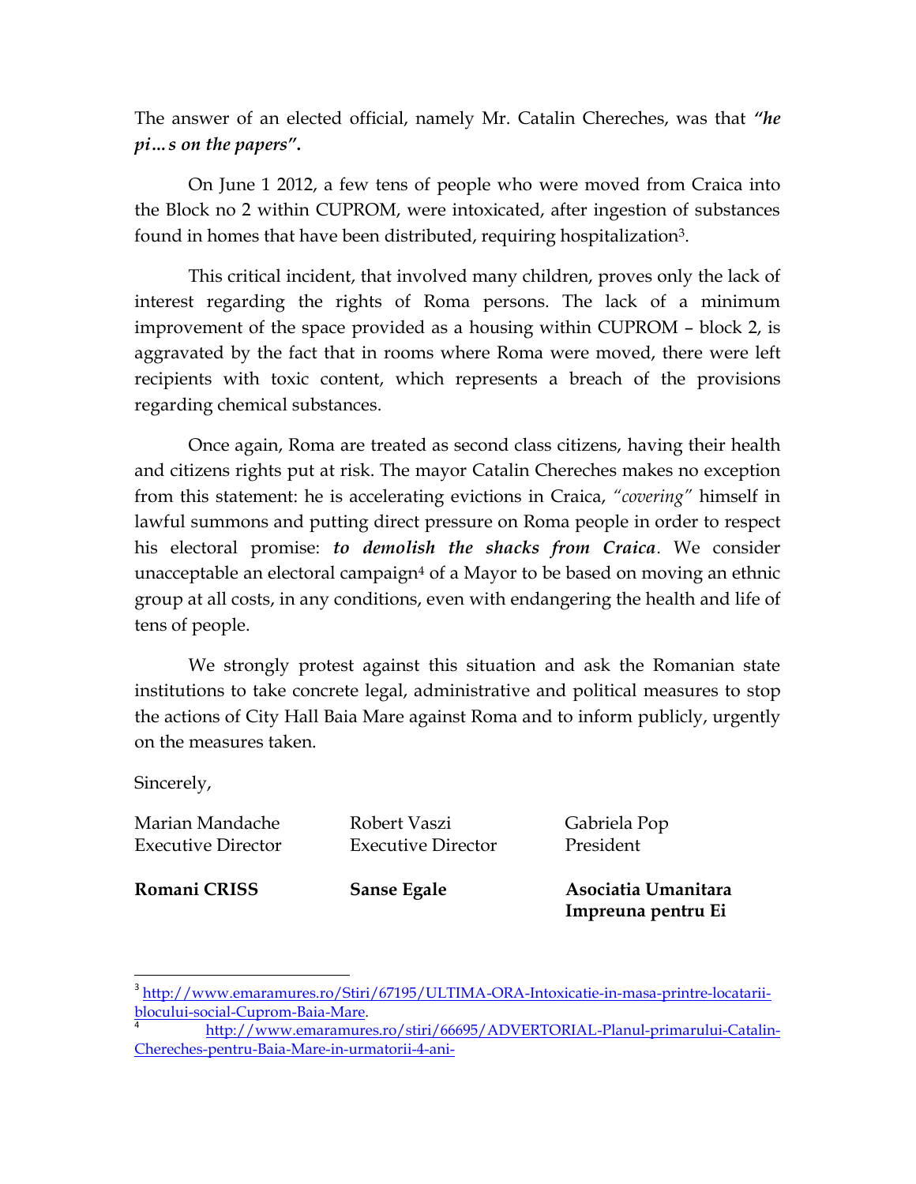The answer of an elected official, namely Mr. Catalin Chereches, was that ***"he pi…s on the papers"*.**

On June 1 2012, a few tens of people who were moved from Craica into the Block no 2 within CUPROM, were intoxicated, after ingestion of substances found in homes that have been distributed, requiring hospitalization[3].

This critical incident, that involved many children, proves only the lack of interest regarding the rights of Roma persons. The lack of a minimum improvement of the space provided as a housing within CUPROM – block 2, is aggravated by the fact that in rooms where Roma were moved, there were left recipients with toxic content, which represents a breach of the provisions regarding chemical substances.

Once again, Roma are treated as second class citizens, having their health and citizens rights put at risk. The mayor Catalin Chereches makes no exception from this statement: he is accelerating evictions in Craica, *"covering"* himself in lawful summons and putting direct pressure on Roma people in order to respect his electoral promise: ***to demolish the shacks from Craica***. We consider unacceptable an electoral campaign[4] of a Mayor to be based on moving an ethnic group at all costs, in any conditions, even with endangering the health and life of tens of people.

We strongly protest against this situation and ask the Romanian state institutions to take concrete legal, administrative and political measures to stop the actions of City Hall Baia Mare against Roma and to inform publicly, urgently on the measures taken.

Sincerely,

| | | |
|---|---|---|
| Marian Mandache<br>Executive Director | Robert Vaszi<br>Executive Director | Gabriela Pop<br>President |
| **Romani CRISS** | **Sanse Egale** | **Asociatia Umanitara Impreuna pentru Ei** |

---

[3] http://www.emaramures.ro/Stiri/67195/ULTIMA-ORA-Intoxicatie-in-masa-printre-locatarii-blocului-social-Cuprom-Baia-Mare.

[4] http://www.emaramures.ro/stiri/66695/ADVERTORIAL-Planul-primarului-Catalin-Chereches-pentru-Baia-Mare-in-urmatorii-4-ani-